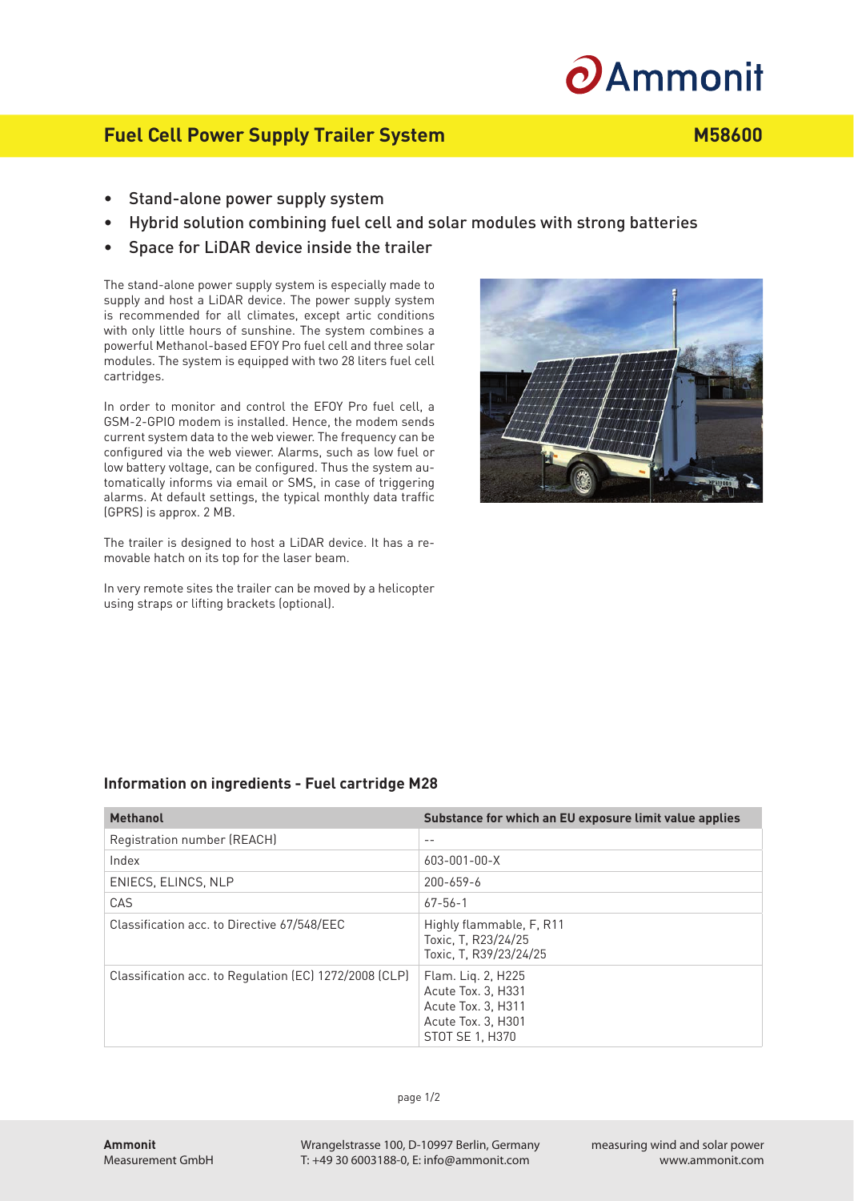# Fuel Cell Power Supply Trailer System

**M58600**

- Stand-alone power supply system
- Hybrid solution combining fuel cell and solar modules with strong batteries
- Space for LiDAR device inside the trailer

The stand-alone power supply system is especially made to supply and host a LiDAR device. The power supply system is recommended for all climates, except artic conditions with only little hours of sunshine. The system combines a powerful Methanol-based EFOY Pro fuel cell and three solar modules. The system is equipped with two 28 liters fuel cell cartridges.

In order to monitor and control the EFOY Pro fuel cell, a GSM-2-GPIO modem is installed. Hence, the modem sends current system data to the web viewer. The frequency can be configured via the web viewer. Alarms, such as low fuel or low battery voltage, can be configured. Thus the system automatically informs via email or SMS, in case of triggering alarms. At default settings, the typical monthly data traffic (GPRS) is approx. 2 MB.

The trailer is designed to host a LiDAR device. It has a removable hatch on its top for the laser beam.

In very remote sites the trailer can be moved by a helicopter using straps or lifting brackets (optional).

## Information on ingredients - Fuel cartridge M28

| Methanol | Substance for which an EU exposure limit value applies |
|---|---|
| Registration number (REACH) | -- |
| Index | 603-001-00-X |
| ENIECS, ELINCS, NLP | 200-659-6 |
| CAS | 67-56-1 |
| Classification acc. to Directive 67/548/EEC | Highly flammable, F, R11<br>Toxic, T, R23/24/25<br>Toxic, T, R39/23/24/25 |
| Classification acc. to Regulation (EC) 1272/2008 (CLP) | Flam. Liq. 2, H225<br>Acute Tox. 3, H331<br>Acute Tox. 3, H311<br>Acute Tox. 3, H301<br>STOT SE 1, H370 |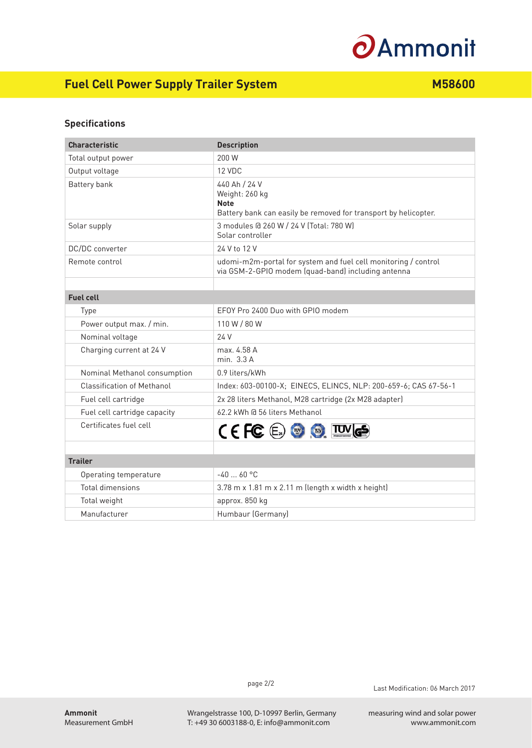# Fuel Cell Power Supply Trailer System

**M58600**

## Specifications

| Characteristic | Description |
|---|---|
| Total output power | 200 W |
| Output voltage | 12 VDC |
| Battery bank | 440 Ah / 24 V<br>Weight: 260 kg<br>**Note**<br>Battery bank can easily be removed for transport by helicopter. |
| Solar supply | 3 modules @ 260 W / 24 V (Total: 780 W)<br>Solar controller |
| DC/DC converter | 24 V to 12 V |
| Remote control | udomi-m2m-portal for system and fuel cell monitoring / control via GSM-2-GPIO modem (quad-band) including antenna |
| | |
| **Fuel cell** | |
| Type | EFOY Pro 2400 Duo with GPIO modem |
| Power output max. / min. | 110 W / 80 W |
| Nominal voltage | 24 V |
| Charging current at 24 V | max. 4.58 A<br>min. 3.3 A |
| Nominal Methanol consumption | 0.9 liters/kWh |
| Classification of Methanol | Index: 603-00100-X; EINECS, ELINCS, NLP: 200-659-6; CAS 67-56-1 |
| Fuel cell cartridge | 2x 28 liters Methanol, M28 cartridge (2x M28 adapter) |
| Fuel cell cartridge capacity | 62.2 kWh @ 56 liters Methanol |
| Certificates fuel cell | CE FC E24 TÜV TÜV TÜV GS |
| | |
| **Trailer** | |
| Operating temperature | -40 ... 60 °C |
| Total dimensions | 3.78 m x 1.81 m x 2.11 m (length x width x height) |
| Total weight | approx. 850 kg |
| Manufacturer | Humbaur (Germany) |

Last Modification: 06 March 2017

**Ammonit**
Measurement GmbH

Wrangelstrasse 100, D-10997 Berlin, Germany
T: +49 30 6003188-0, E: info@ammonit.com

measuring wind and solar power
www.ammonit.com